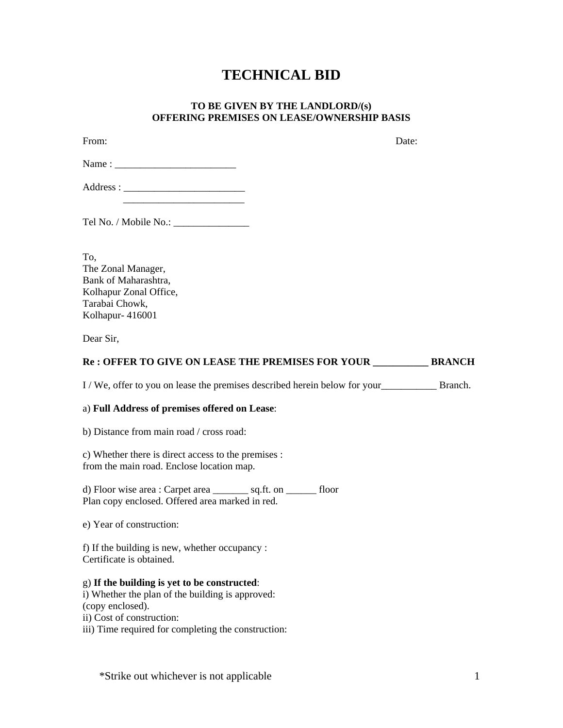# TECHNICAL BID

### TO BE GIVEN BY THE LANDLORD/(s)
### OFFERING PREMISES ON LEASE/OWNERSHIP BASIS

From: Date:

Name : ________________________

Address : ________________________
________________________

Tel No. / Mobile No.: _______________

To,
The Zonal Manager,
Bank of Maharashtra,
Kolhapur Zonal Office,
Tarabai Chowk,
Kolhapur- 416001

Dear Sir,

**Re : OFFER TO GIVE ON LEASE THE PREMISES FOR YOUR ___________ BRANCH**

I / We, offer to you on lease the premises described herein below for your___________ Branch.

a) **Full Address of premises offered on Lease**:

b) Distance from main road / cross road:

c) Whether there is direct access to the premises :
from the main road. Enclose location map.

d) Floor wise area : Carpet area _______ sq.ft. on ______ floor
Plan copy enclosed. Offered area marked in red.

e) Year of construction:

f) If the building is new, whether occupancy :
Certificate is obtained.

g) **If the building is yet to be constructed**:
i) Whether the plan of the building is approved:
(copy enclosed).
ii) Cost of construction:
iii) Time required for completing the construction:

*Strike out whichever is not applicable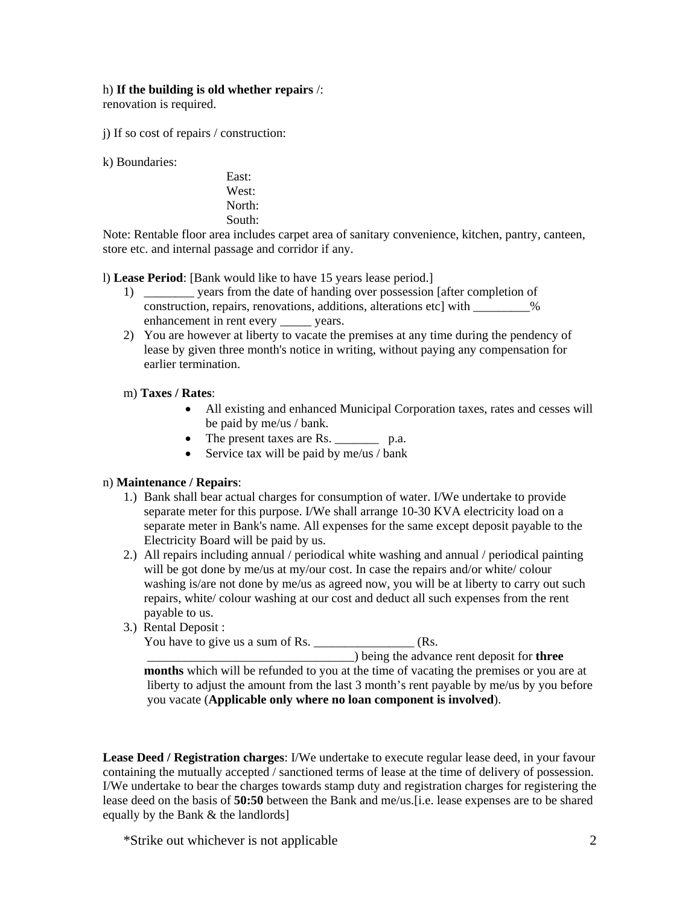h) **If the building is old whether repairs** /:
renovation is required.

j) If so cost of repairs / construction:

k) Boundaries:

East:
West:
North:
South:

Note: Rentable floor area includes carpet area of sanitary convenience, kitchen, pantry, canteen, store etc. and internal passage and corridor if any.

l) **Lease Period**: [Bank would like to have 15 years lease period.]

1) ________ years from the date of handing over possession [after completion of construction, repairs, renovations, additions, alterations etc] with _________% enhancement in rent every _____ years.
2) You are however at liberty to vacate the premises at any time during the pendency of lease by given three month's notice in writing, without paying any compensation for earlier termination.

m) **Taxes / Rates**:

- All existing and enhanced Municipal Corporation taxes, rates and cesses will be paid by me/us / bank.
- The present taxes are Rs. _______ p.a.
- Service tax will be paid by me/us / bank

n) **Maintenance / Repairs**:

1.) Bank shall bear actual charges for consumption of water. I/We undertake to provide separate meter for this purpose. I/We shall arrange 10-30 KVA electricity load on a separate meter in Bank's name. All expenses for the same except deposit payable to the Electricity Board will be paid by us.
2.) All repairs including annual / periodical white washing and annual / periodical painting will be got done by me/us at my/our cost. In case the repairs and/or white/ colour washing is/are not done by me/us as agreed now, you will be at liberty to carry out such repairs, white/ colour washing at our cost and deduct all such expenses from the rent payable to us.
3.) Rental Deposit :
You have to give us a sum of Rs. ________________ (Rs. __________________________________) being the advance rent deposit for **three months** which will be refunded to you at the time of vacating the premises or you are at liberty to adjust the amount from the last 3 month's rent payable by me/us by you before you vacate (**Applicable only where no loan component is involved**).

**Lease Deed / Registration charges**: I/We undertake to execute regular lease deed, in your favour containing the mutually accepted / sanctioned terms of lease at the time of delivery of possession. I/We undertake to bear the charges towards stamp duty and registration charges for registering the lease deed on the basis of **50:50** between the Bank and me/us.[i.e. lease expenses are to be shared equally by the Bank & the landlords]

*Strike out whichever is not applicable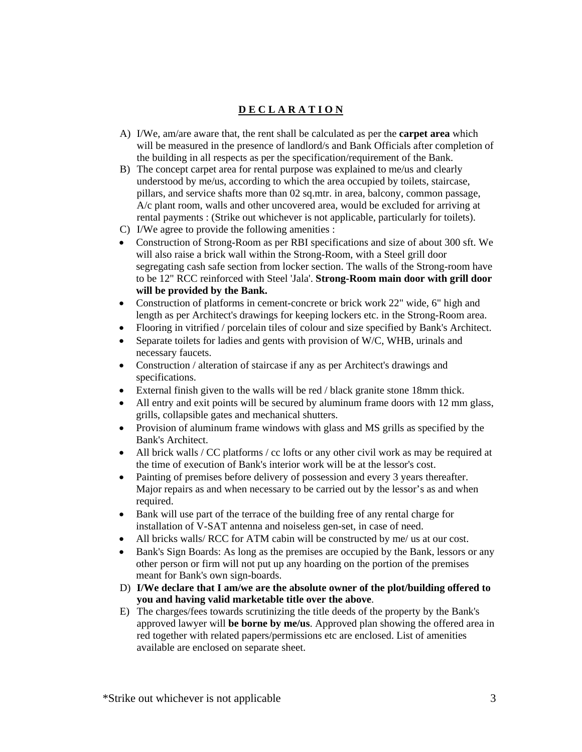# **D E C L A R A T I O N**

A) I/We, am/are aware that, the rent shall be calculated as per the **carpet area** which will be measured in the presence of landlord/s and Bank Officials after completion of the building in all respects as per the specification/requirement of the Bank.

B) The concept carpet area for rental purpose was explained to me/us and clearly understood by me/us, according to which the area occupied by toilets, staircase, pillars, and service shafts more than 02 sq.mtr. in area, balcony, common passage, A/c plant room, walls and other uncovered area, would be excluded for arriving at rental payments : (Strike out whichever is not applicable, particularly for toilets).

C) I/We agree to provide the following amenities :

- Construction of Strong-Room as per RBI specifications and size of about 300 sft. We will also raise a brick wall within the Strong-Room, with a Steel grill door segregating cash safe section from locker section. The walls of the Strong-room have to be 12" RCC reinforced with Steel 'Jala'. **Strong-Room main door with grill door will be provided by the Bank.**
- Construction of platforms in cement-concrete or brick work 22" wide, 6" high and length as per Architect's drawings for keeping lockers etc. in the Strong-Room area.
- Flooring in vitrified / porcelain tiles of colour and size specified by Bank's Architect.
- Separate toilets for ladies and gents with provision of W/C, WHB, urinals and necessary faucets.
- Construction / alteration of staircase if any as per Architect's drawings and specifications.
- External finish given to the walls will be red / black granite stone 18mm thick.
- All entry and exit points will be secured by aluminum frame doors with 12 mm glass, grills, collapsible gates and mechanical shutters.
- Provision of aluminum frame windows with glass and MS grills as specified by the Bank's Architect.
- All brick walls / CC platforms / cc lofts or any other civil work as may be required at the time of execution of Bank's interior work will be at the lessor's cost.
- Painting of premises before delivery of possession and every 3 years thereafter. Major repairs as and when necessary to be carried out by the lessor's as and when required.
- Bank will use part of the terrace of the building free of any rental charge for installation of V-SAT antenna and noiseless gen-set, in case of need.
- All bricks walls/ RCC for ATM cabin will be constructed by me/ us at our cost.
- Bank's Sign Boards: As long as the premises are occupied by the Bank, lessors or any other person or firm will not put up any hoarding on the portion of the premises meant for Bank's own sign-boards.

D) **I/We declare that I am/we are the absolute owner of the plot/building offered to you and having valid marketable title over the above**.

E) The charges/fees towards scrutinizing the title deeds of the property by the Bank's approved lawyer will **be borne by me/us**. Approved plan showing the offered area in red together with related papers/permissions etc are enclosed. List of amenities available are enclosed on separate sheet.

*Strike out whichever is not applicable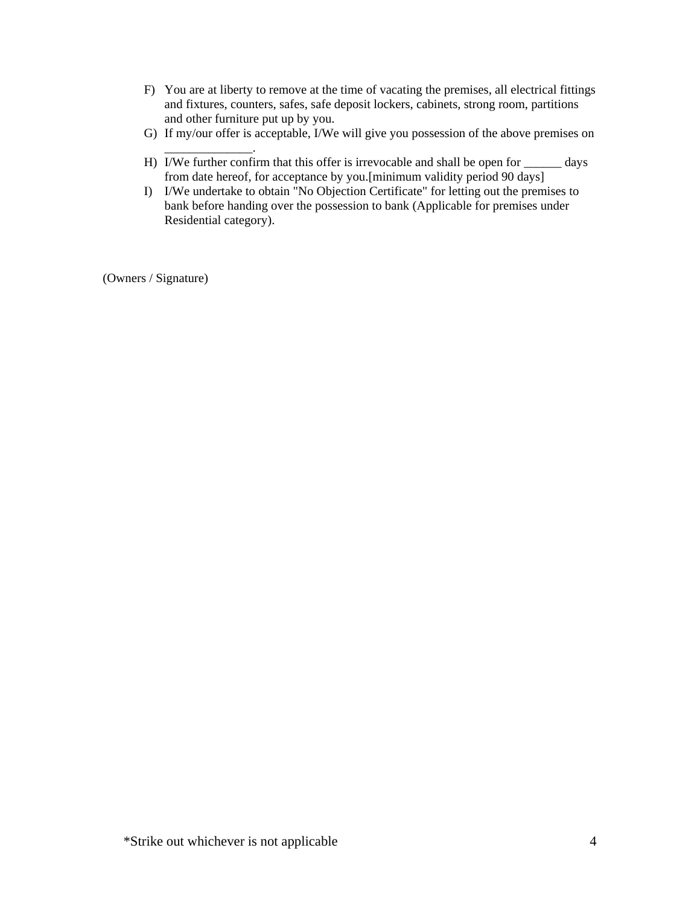F) You are at liberty to remove at the time of vacating the premises, all electrical fittings and fixtures, counters, safes, safe deposit lockers, cabinets, strong room, partitions and other furniture put up by you.

G) If my/our offer is acceptable, I/We will give you possession of the above premises on ______________.

H) I/We further confirm that this offer is irrevocable and shall be open for ______ days from date hereof, for acceptance by you.[minimum validity period 90 days]

I) I/We undertake to obtain "No Objection Certificate" for letting out the premises to bank before handing over the possession to bank (Applicable for premises under Residential category).

(Owners / Signature)

*Strike out whichever is not applicable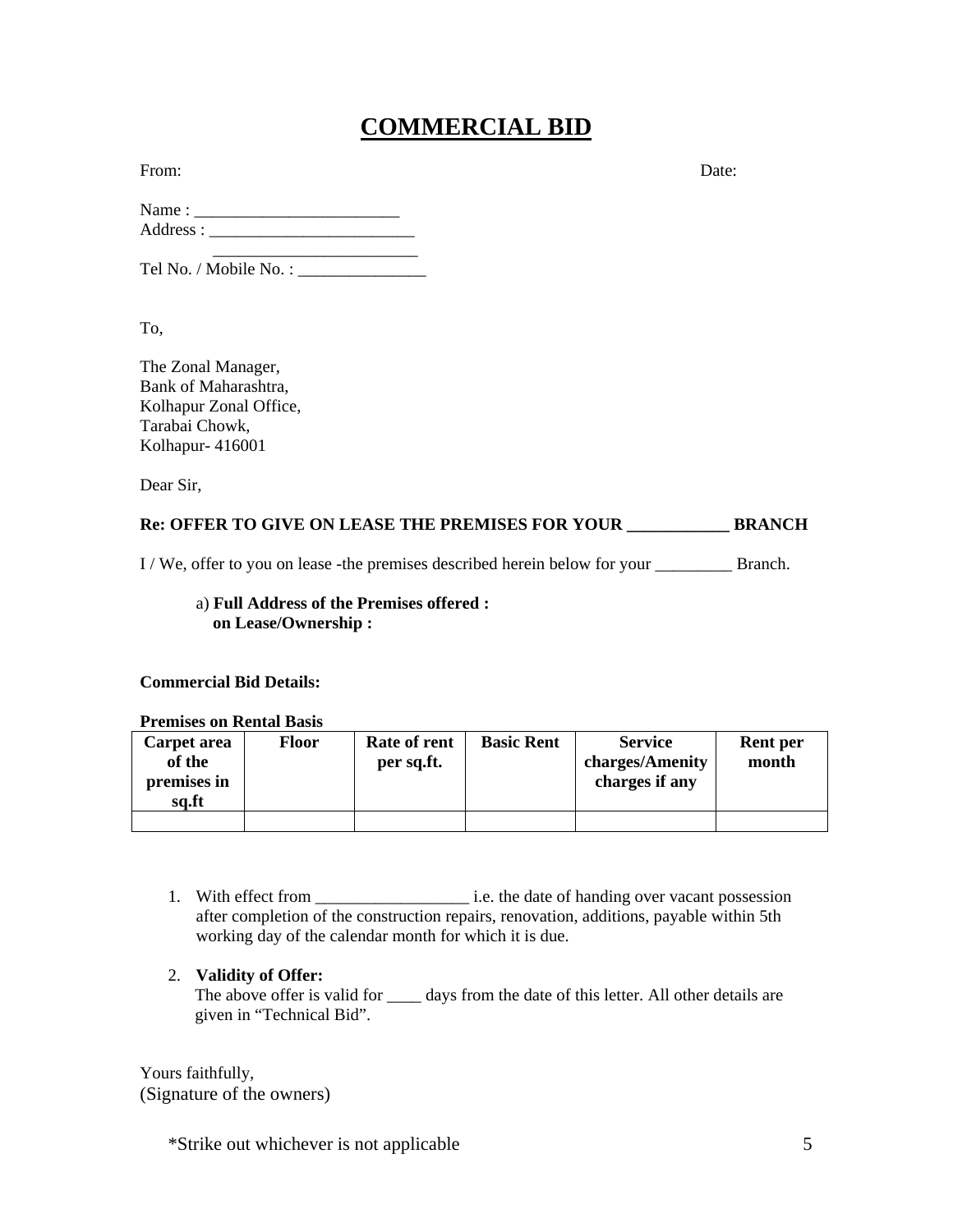# COMMERCIAL BID

From: Date:

Name : ________________________
Address : ________________________
________________________
Tel No. / Mobile No. : _______________

To,

The Zonal Manager,
Bank of Maharashtra,
Kolhapur Zonal Office,
Tarabai Chowk,
Kolhapur- 416001

Dear Sir,

**Re: OFFER TO GIVE ON LEASE THE PREMISES FOR YOUR ___________ BRANCH**

I / We, offer to you on lease -the premises described herein below for your _________ Branch.

a) **Full Address of the Premises offered : on Lease/Ownership :**

**Commercial Bid Details:**

**Premises on Rental Basis**

| Carpet area of the premises in sq.ft | Floor | Rate of rent per sq.ft. | Basic Rent | Service charges/Amenity charges if any | Rent per month |
|---|---|---|---|---|---|
| | | | | | |

1. With effect from __________________ i.e. the date of handing over vacant possession after completion of the construction repairs, renovation, additions, payable within 5th working day of the calendar month for which it is due.

2. **Validity of Offer:**
   The above offer is valid for ____ days from the date of this letter. All other details are given in "Technical Bid".

Yours faithfully,
(Signature of the owners)

*Strike out whichever is not applicable